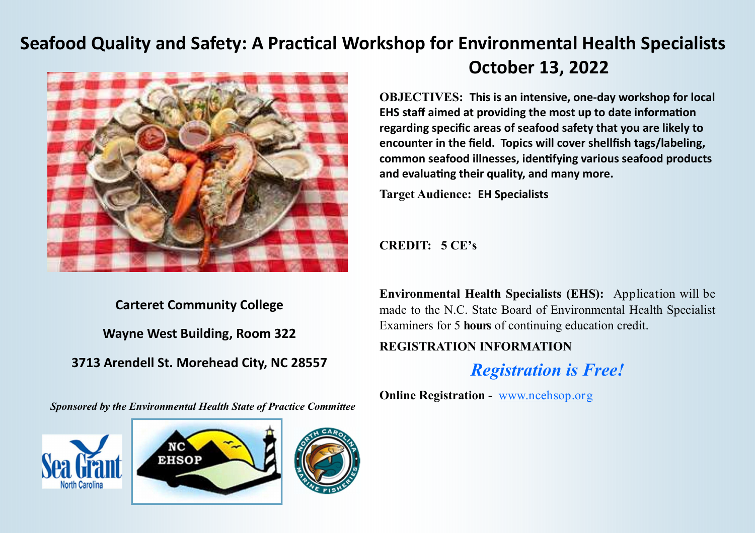# Seafood Quality and Safety: A Practical Workshop for Environmental Health Specialists

## October 13, 2022

**OBJECTIVES: This is an intensive, one-day workshop for local EHS staff aimed at providing the most up to date information regarding specific areas of seafood safety that you are likely to encounter in the field. Topics will cover shellfish tags/labeling, common seafood illnesses, identifying various seafood products and evaluating their quality, and many more.**

**Target Audience: EH Specialists**

**CREDIT: 5 CE's**

**Carteret Community College**

**Wayne West Building, Room 322**

**3713 Arendell St. Morehead City, NC 28557**

**Environmental Health Specialists (EHS):** Application will be made to the N.C. State Board of Environmental Health Specialist Examiners for 5 **hours** of continuing education credit.

**REGISTRATION INFORMATION**

***Registration is Free!***

**Online Registration -** www.ncehsop.org

***Sponsored by the Environmental Health State of Practice Committee***

Sea Grant North Carolina

NC EHSOP

North Carolina Marine Fisheries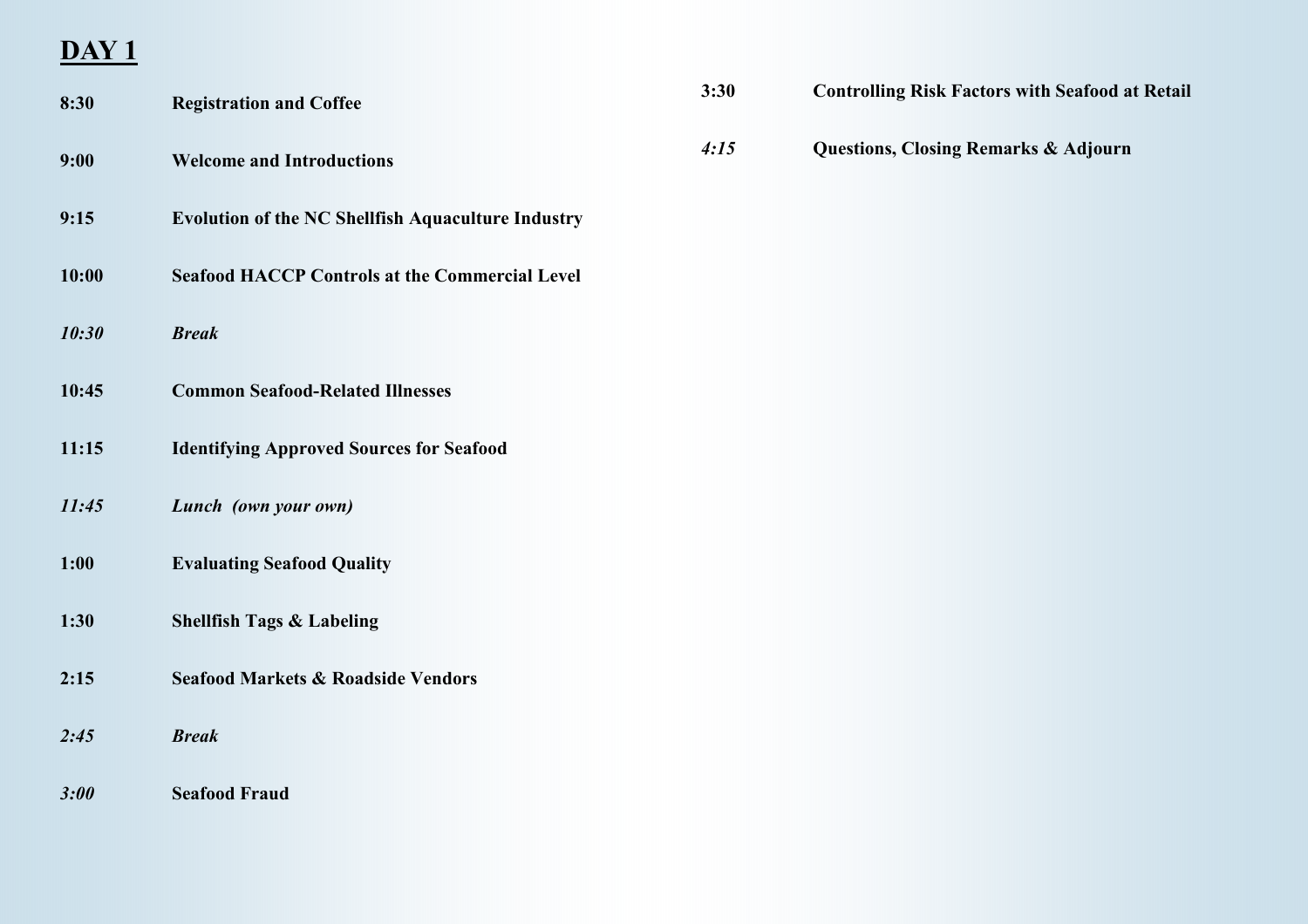## DAY 1

| | |
|---|---|
| **8:30** | **Registration and Coffee** |
| **9:00** | **Welcome and Introductions** |
| **9:15** | **Evolution of the NC Shellfish Aquaculture Industry** |
| **10:00** | **Seafood HACCP Controls at the Commercial Level** |
| ***10:30*** | ***Break*** |
| **10:45** | **Common Seafood-Related Illnesses** |
| **11:15** | **Identifying Approved Sources for Seafood** |
| ***11:45*** | ***Lunch (own your own)*** |
| **1:00** | **Evaluating Seafood Quality** |
| **1:30** | **Shellfish Tags & Labeling** |
| **2:15** | **Seafood Markets & Roadside Vendors** |
| ***2:45*** | ***Break*** |
| ***3:00*** | **Seafood Fraud** |
| **3:30** | **Controlling Risk Factors with Seafood at Retail** |
| ***4:15*** | **Questions, Closing Remarks & Adjourn** |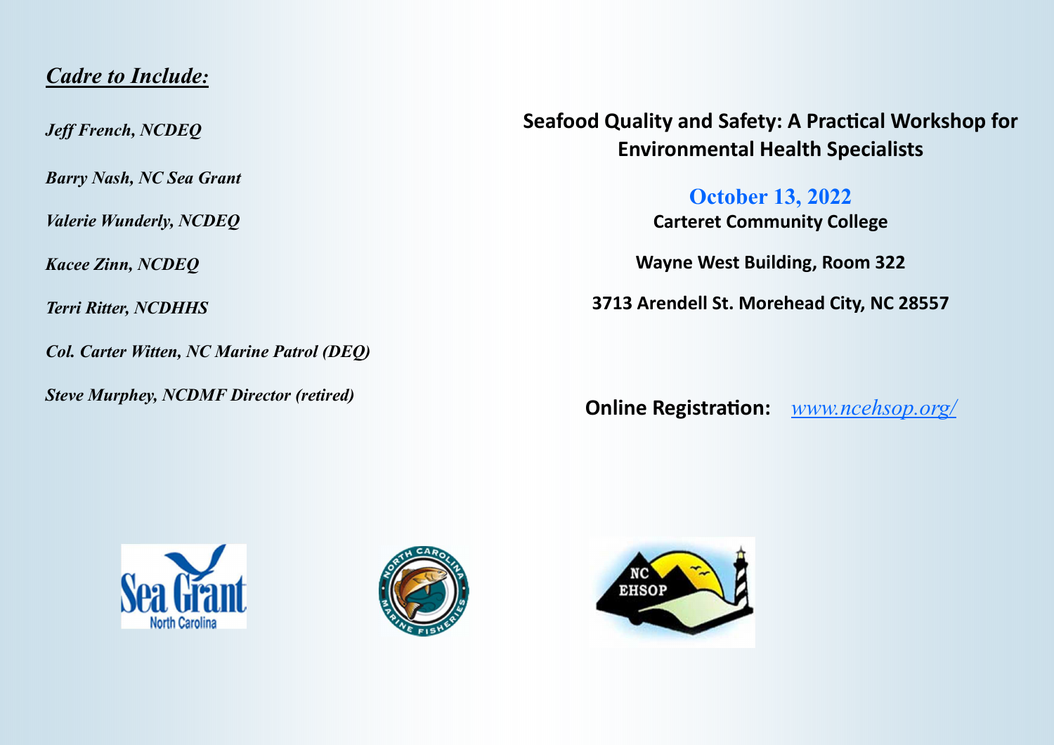## *Cadre to Include:*

*Jeff French, NCDEQ*

*Barry Nash, NC Sea Grant*

*Valerie Wunderly, NCDEQ*

*Kacee Zinn, NCDEQ*

*Terri Ritter, NCDHHS*

*Col. Carter Witten, NC Marine Patrol (DEQ)*

*Steve Murphey, NCDMF Director (retired)*

## Seafood Quality and Safety: A Practical Workshop for Environmental Health Specialists

**October 13, 2022**

**Carteret Community College**

**Wayne West Building, Room 322**

**3713 Arendell St. Morehead City, NC 28557**

**Online Registration:** *www.ncehsop.org/*